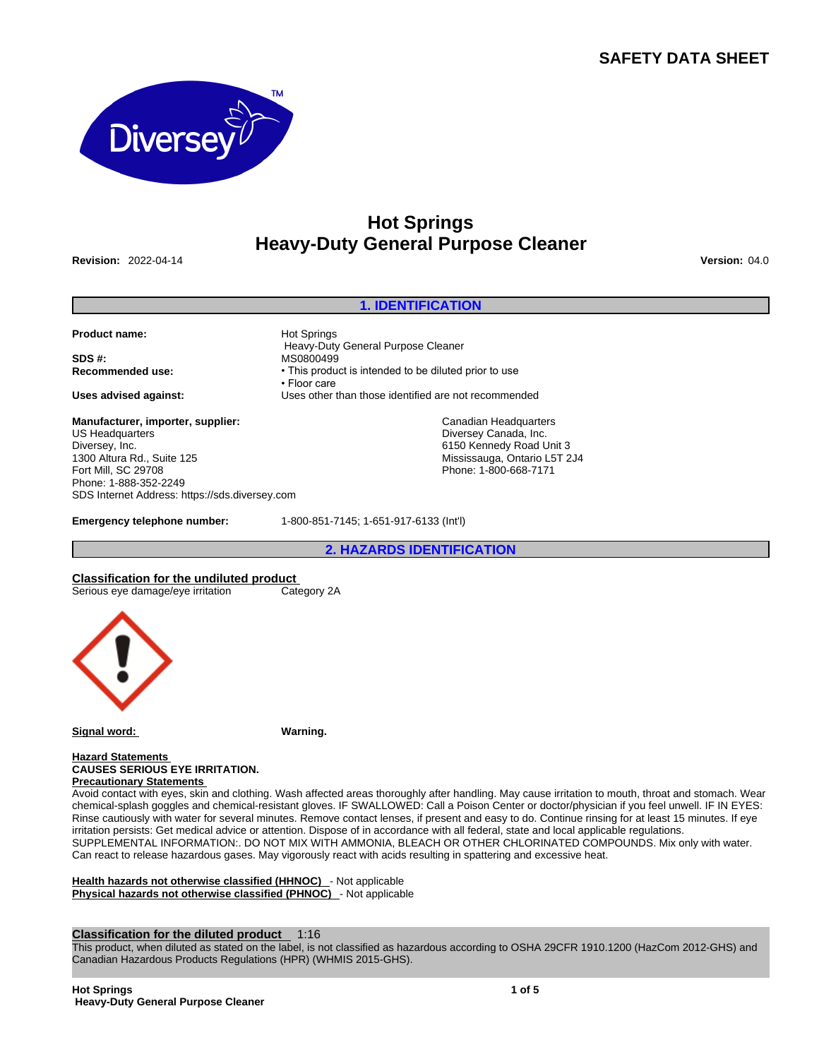# SAFETY DATA SHEET

# Hot Springs
# Heavy-Duty General Purpose Cleaner

**Revision:** 2022-04-14 **Version:** 04.0

## 1. IDENTIFICATION

**Product name:** Hot Springs
Heavy-Duty General Purpose Cleaner

**SDS #:** MS0800499

**Recommended use:**
- This product is intended to be diluted prior to use
- Floor care

**Uses advised against:** Uses other than those identified are not recommended

**Manufacturer, importer, supplier:**
US Headquarters
Diversey, Inc.
1300 Altura Rd., Suite 125
Fort Mill, SC 29708
Phone: 1-888-352-2249
SDS Internet Address: https://sds.diversey.com

Canadian Headquarters
Diversey Canada, Inc.
6150 Kennedy Road Unit 3
Mississauga, Ontario L5T 2J4
Phone: 1-800-668-7171

**Emergency telephone number:** 1-800-851-7145; 1-651-917-6133 (Int'l)

## 2. HAZARDS IDENTIFICATION

**Classification for the undiluted product**

Serious eye damage/eye irritation Category 2A

**Signal word:** **Warning.**

**Hazard Statements**

**CAUSES SERIOUS EYE IRRITATION.**

**Precautionary Statements**

Avoid contact with eyes, skin and clothing. Wash affected areas thoroughly after handling. May cause irritation to mouth, throat and stomach. Wear chemical-splash goggles and chemical-resistant gloves. IF SWALLOWED: Call a Poison Center or doctor/physician if you feel unwell. IF IN EYES: Rinse cautiously with water for several minutes. Remove contact lenses, if present and easy to do. Continue rinsing for at least 15 minutes. If eye irritation persists: Get medical advice or attention. Dispose of in accordance with all federal, state and local applicable regulations.
SUPPLEMENTAL INFORMATION:. DO NOT MIX WITH AMMONIA, BLEACH OR OTHER CHLORINATED COMPOUNDS. Mix only with water. Can react to release hazardous gases. May vigorously react with acids resulting in spattering and excessive heat.

**Health hazards not otherwise classified (HHNOC)** - Not applicable
**Physical hazards not otherwise classified (PHNOC)** - Not applicable

**Classification for the diluted product** 1:16

This product, when diluted as stated on the label, is not classified as hazardous according to OSHA 29CFR 1910.1200 (HazCom 2012-GHS) and Canadian Hazardous Products Regulations (HPR) (WHMIS 2015-GHS).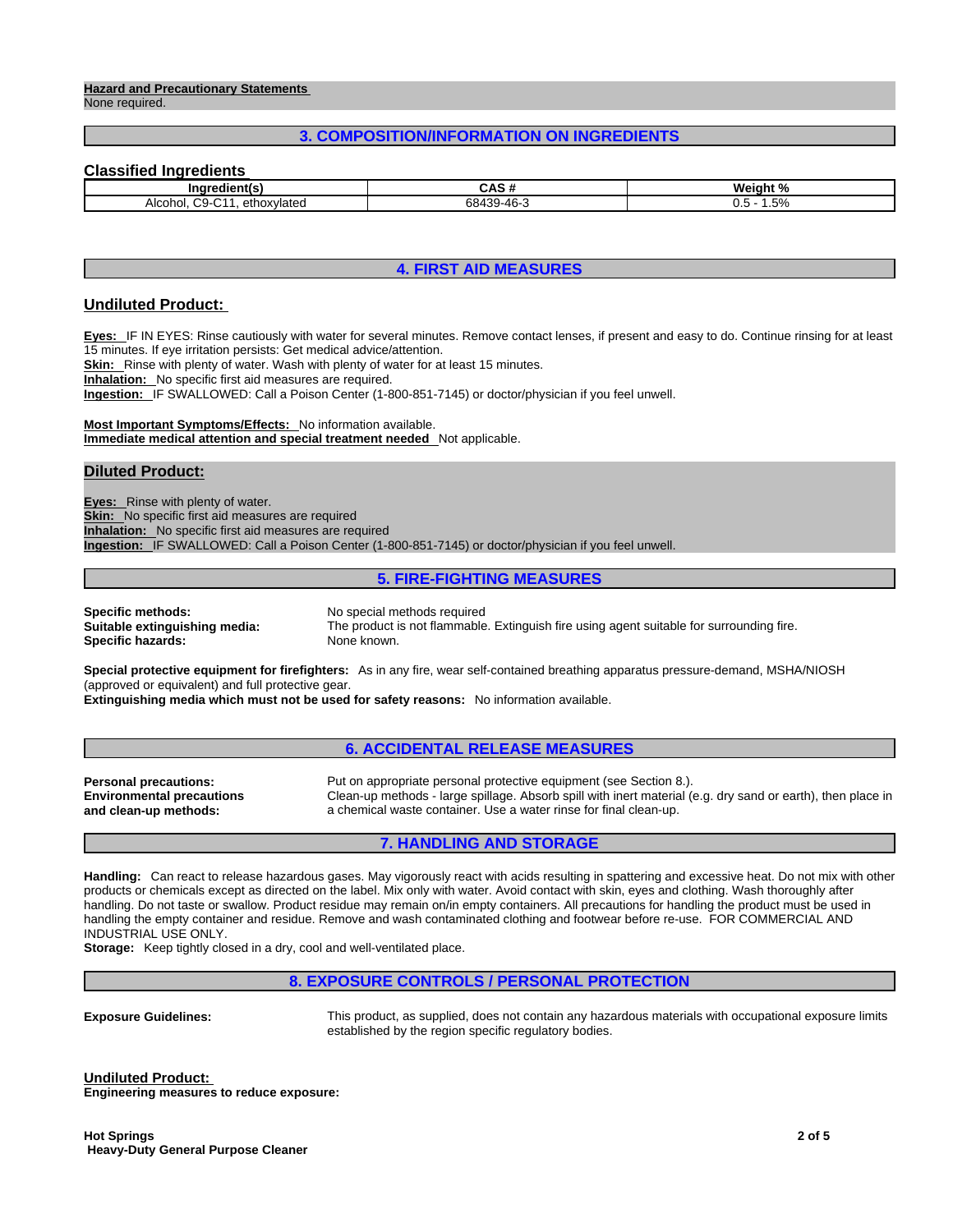**Hazard and Precautionary Statements**
None required.

## 3. COMPOSITION/INFORMATION ON INGREDIENTS

### Classified Ingredients

| Ingredient(s) | CAS # | Weight % |
|---|---|---|
| Alcohol, C9-C11, ethoxylated | 68439-46-3 | 0.5 - 1.5% |

## 4. FIRST AID MEASURES

### Undiluted Product:

**Eyes:** IF IN EYES: Rinse cautiously with water for several minutes. Remove contact lenses, if present and easy to do. Continue rinsing for at least 15 minutes. If eye irritation persists: Get medical advice/attention.
**Skin:** Rinse with plenty of water. Wash with plenty of water for at least 15 minutes.
**Inhalation:** No specific first aid measures are required.
**Ingestion:** IF SWALLOWED: Call a Poison Center (1-800-851-7145) or doctor/physician if you feel unwell.

**Most Important Symptoms/Effects:** No information available.
**Immediate medical attention and special treatment needed** Not applicable.

### Diluted Product:

**Eyes:** Rinse with plenty of water.
**Skin:** No specific first aid measures are required
**Inhalation:** No specific first aid measures are required
**Ingestion:** IF SWALLOWED: Call a Poison Center (1-800-851-7145) or doctor/physician if you feel unwell.

## 5. FIRE-FIGHTING MEASURES

**Specific methods:** No special methods required
**Suitable extinguishing media:** The product is not flammable. Extinguish fire using agent suitable for surrounding fire.
**Specific hazards:** None known.

**Special protective equipment for firefighters:** As in any fire, wear self-contained breathing apparatus pressure-demand, MSHA/NIOSH (approved or equivalent) and full protective gear.
**Extinguishing media which must not be used for safety reasons:** No information available.

## 6. ACCIDENTAL RELEASE MEASURES

**Personal precautions:** Put on appropriate personal protective equipment (see Section 8.).
**Environmental precautions and clean-up methods:** Clean-up methods - large spillage. Absorb spill with inert material (e.g. dry sand or earth), then place in a chemical waste container. Use a water rinse for final clean-up.

## 7. HANDLING AND STORAGE

**Handling:** Can react to release hazardous gases. May vigorously react with acids resulting in spattering and excessive heat. Do not mix with other products or chemicals except as directed on the label. Mix only with water. Avoid contact with skin, eyes and clothing. Wash thoroughly after handling. Do not taste or swallow. Product residue may remain on/in empty containers. All precautions for handling the product must be used in handling the empty container and residue. Remove and wash contaminated clothing and footwear before re-use. FOR COMMERCIAL AND INDUSTRIAL USE ONLY.
**Storage:** Keep tightly closed in a dry, cool and well-ventilated place.

## 8. EXPOSURE CONTROLS / PERSONAL PROTECTION

**Exposure Guidelines:** This product, as supplied, does not contain any hazardous materials with occupational exposure limits established by the region specific regulatory bodies.

### Undiluted Product:

**Engineering measures to reduce exposure:**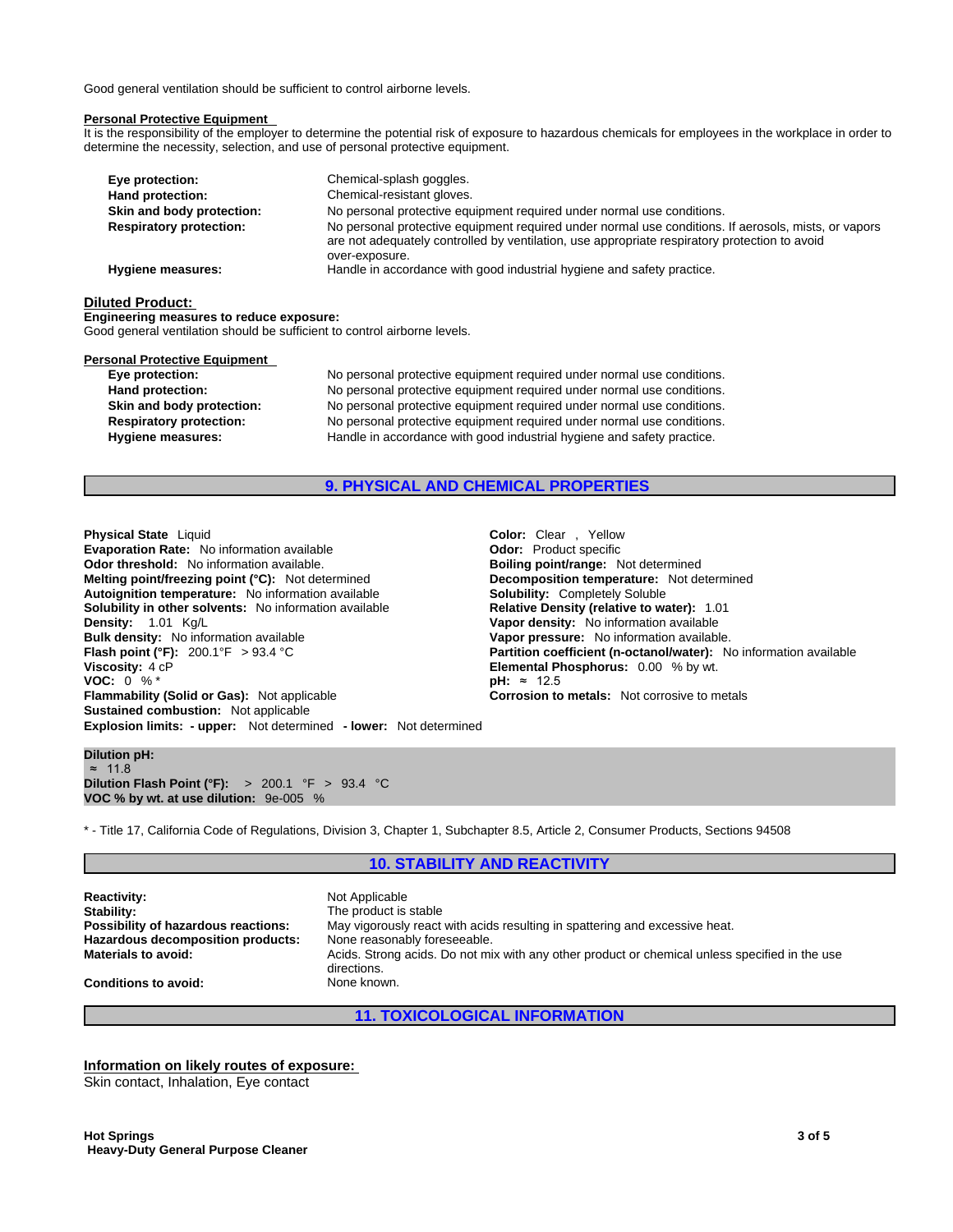Good general ventilation should be sufficient to control airborne levels.

**Personal Protective Equipment**

It is the responsibility of the employer to determine the potential risk of exposure to hazardous chemicals for employees in the workplace in order to determine the necessity, selection, and use of personal protective equipment.

| | |
|---|---|
| **Eye protection:** | Chemical-splash goggles. |
| **Hand protection:** | Chemical-resistant gloves. |
| **Skin and body protection:** | No personal protective equipment required under normal use conditions. |
| **Respiratory protection:** | No personal protective equipment required under normal use conditions. If aerosols, mists, or vapors are not adequately controlled by ventilation, use appropriate respiratory protection to avoid over-exposure. |
| **Hygiene measures:** | Handle in accordance with good industrial hygiene and safety practice. |

**Diluted Product:**

**Engineering measures to reduce exposure:**

Good general ventilation should be sufficient to control airborne levels.

**Personal Protective Equipment**

| | |
|---|---|
| **Eye protection:** | No personal protective equipment required under normal use conditions. |
| **Hand protection:** | No personal protective equipment required under normal use conditions. |
| **Skin and body protection:** | No personal protective equipment required under normal use conditions. |
| **Respiratory protection:** | No personal protective equipment required under normal use conditions. |
| **Hygiene measures:** | Handle in accordance with good industrial hygiene and safety practice. |

## 9. PHYSICAL AND CHEMICAL PROPERTIES

**Physical State** Liquid
**Evaporation Rate:** No information available
**Odor threshold:** No information available.
**Melting point/freezing point (°C):** Not determined
**Autoignition temperature:** No information available
**Solubility in other solvents:** No information available
**Density:** 1.01 Kg/L
**Bulk density:** No information available
**Flash point (°F):** 200.1°F > 93.4 °C
**Viscosity:** 4 cP
**VOC:** 0 % *
**Flammability (Solid or Gas):** Not applicable
**Sustained combustion:** Not applicable
**Explosion limits: - upper:** Not determined **- lower:** Not determined

**Color:** Clear , Yellow
**Odor:** Product specific
**Boiling point/range:** Not determined
**Decomposition temperature:** Not determined
**Solubility:** Completely Soluble
**Relative Density (relative to water):** 1.01
**Vapor density:** No information available
**Vapor pressure:** No information available.
**Partition coefficient (n-octanol/water):** No information available
**Elemental Phosphorus:** 0.00 % by wt.
**pH:** ≈ 12.5
**Corrosion to metals:** Not corrosive to metals

**Dilution pH:**
≈ 11.8
**Dilution Flash Point (°F):** > 200.1 °F > 93.4 °C
**VOC % by wt. at use dilution:** 9e-005 %

* - Title 17, California Code of Regulations, Division 3, Chapter 1, Subchapter 8.5, Article 2, Consumer Products, Sections 94508

## 10. STABILITY AND REACTIVITY

| | |
|---|---|
| **Reactivity:** | Not Applicable |
| **Stability:** | The product is stable |
| **Possibility of hazardous reactions:** | May vigorously react with acids resulting in spattering and excessive heat. |
| **Hazardous decomposition products:** | None reasonably foreseeable. |
| **Materials to avoid:** | Acids. Strong acids. Do not mix with any other product or chemical unless specified in the use directions. |
| **Conditions to avoid:** | None known. |

## 11. TOXICOLOGICAL INFORMATION

**Information on likely routes of exposure:**

Skin contact, Inhalation, Eye contact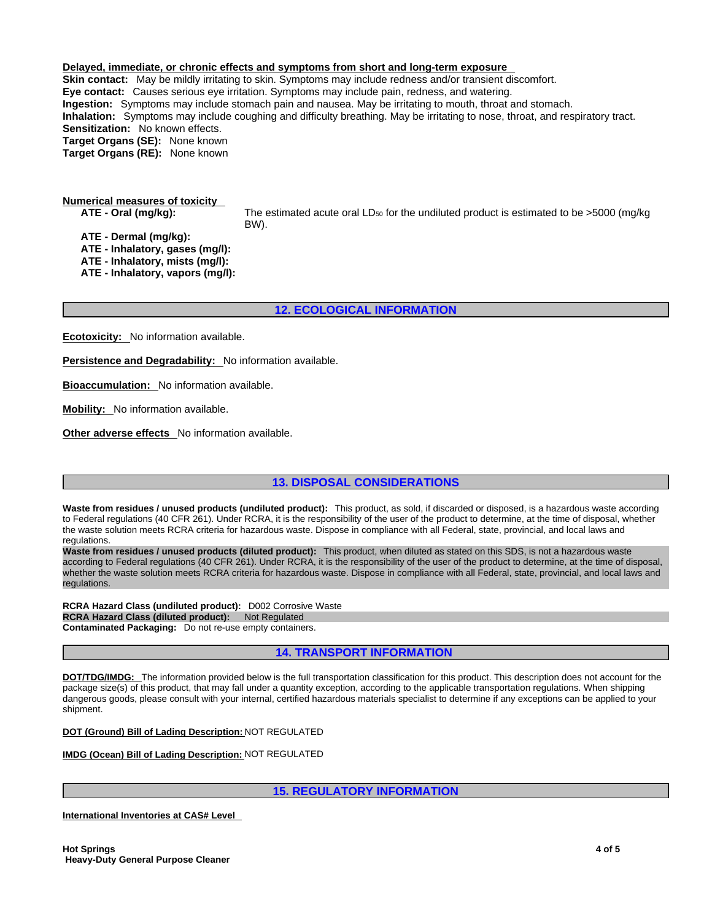**Delayed, immediate, or chronic effects and symptoms from short and long-term exposure**

**Skin contact:** May be mildly irritating to skin. Symptoms may include redness and/or transient discomfort.
**Eye contact:** Causes serious eye irritation. Symptoms may include pain, redness, and watering.
**Ingestion:** Symptoms may include stomach pain and nausea. May be irritating to mouth, throat and stomach.
**Inhalation:** Symptoms may include coughing and difficulty breathing. May be irritating to nose, throat, and respiratory tract.
**Sensitization:** No known effects.
**Target Organs (SE):** None known
**Target Organs (RE):** None known

**Numerical measures of toxicity**

**ATE - Oral (mg/kg):** The estimated acute oral $LD_{50}$ for the undiluted product is estimated to be >5000 (mg/kg BW).
**ATE - Dermal (mg/kg):**
**ATE - Inhalatory, gases (mg/l):**
**ATE - Inhalatory, mists (mg/l):**
**ATE - Inhalatory, vapors (mg/l):**

## 12. ECOLOGICAL INFORMATION

**Ecotoxicity:** No information available.

**Persistence and Degradability:** No information available.

**Bioaccumulation:** No information available.

**Mobility:** No information available.

**Other adverse effects** No information available.

## 13. DISPOSAL CONSIDERATIONS

**Waste from residues / unused products (undiluted product):** This product, as sold, if discarded or disposed, is a hazardous waste according to Federal regulations (40 CFR 261). Under RCRA, it is the responsibility of the user of the product to determine, at the time of disposal, whether the waste solution meets RCRA criteria for hazardous waste. Dispose in compliance with all Federal, state, provincial, and local laws and regulations.

**Waste from residues / unused products (diluted product):** This product, when diluted as stated on this SDS, is not a hazardous waste according to Federal regulations (40 CFR 261). Under RCRA, it is the responsibility of the user of the product to determine, at the time of disposal, whether the waste solution meets RCRA criteria for hazardous waste. Dispose in compliance with all Federal, state, provincial, and local laws and regulations.

**RCRA Hazard Class (undiluted product):** D002 Corrosive Waste
**RCRA Hazard Class (diluted product):** Not Regulated
**Contaminated Packaging:** Do not re-use empty containers.

## 14. TRANSPORT INFORMATION

**DOT/TDG/IMDG:** The information provided below is the full transportation classification for this product. This description does not account for the package size(s) of this product, that may fall under a quantity exception, according to the applicable transportation regulations. When shipping dangerous goods, please consult with your internal, certified hazardous materials specialist to determine if any exceptions can be applied to your shipment.

**DOT (Ground) Bill of Lading Description:** NOT REGULATED

**IMDG (Ocean) Bill of Lading Description:** NOT REGULATED

## 15. REGULATORY INFORMATION

**International Inventories at CAS# Level**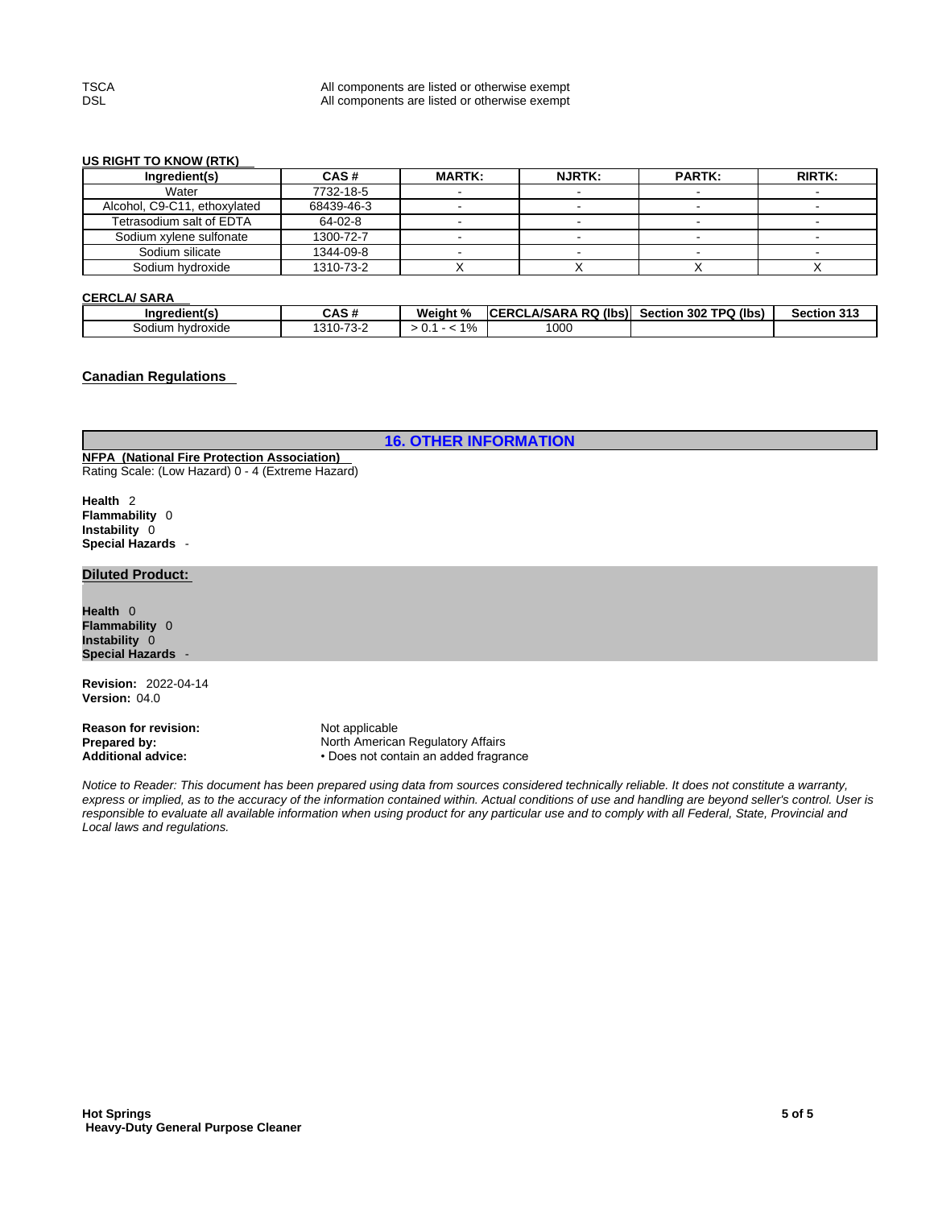| | |
|---|---|
| TSCA | All components are listed or otherwise exempt |
| DSL | All components are listed or otherwise exempt |

**US RIGHT TO KNOW (RTK)**

| Ingredient(s) | CAS # | MARTK: | NJRTK: | PARTK: | RIRTK: |
|---|---|---|---|---|---|
| Water | 7732-18-5 | - | - | - | - |
| Alcohol, C9-C11, ethoxylated | 68439-46-3 | - | - | - | - |
| Tetrasodium salt of EDTA | 64-02-8 | - | - | - | - |
| Sodium xylene sulfonate | 1300-72-7 | - | - | - | - |
| Sodium silicate | 1344-09-8 | - | - | - | - |
| Sodium hydroxide | 1310-73-2 | X | X | X | X |

**CERCLA/ SARA**

| Ingredient(s) | CAS # | Weight % | CERCLA/SARA RQ (lbs) | Section 302 TPQ (lbs) | Section 313 |
|---|---|---|---|---|---|
| Sodium hydroxide | 1310-73-2 | > 0.1 - < 1% | 1000 | | |

**Canadian Regulations**

## 16. OTHER INFORMATION

**NFPA (National Fire Protection Association)**
Rating Scale: (Low Hazard) 0 - 4 (Extreme Hazard)

**Health** 2
**Flammability** 0
**Instability** 0
**Special Hazards** -

**Diluted Product:**

**Health** 0
**Flammability** 0
**Instability** 0
**Special Hazards** -

**Revision:** 2022-04-14
**Version:** 04.0

**Reason for revision:** Not applicable
**Prepared by:** North American Regulatory Affairs
**Additional advice:** • Does not contain an added fragrance

*Notice to Reader: This document has been prepared using data from sources considered technically reliable. It does not constitute a warranty, express or implied, as to the accuracy of the information contained within. Actual conditions of use and handling are beyond seller's control. User is responsible to evaluate all available information when using product for any particular use and to comply with all Federal, State, Provincial and Local laws and regulations.*